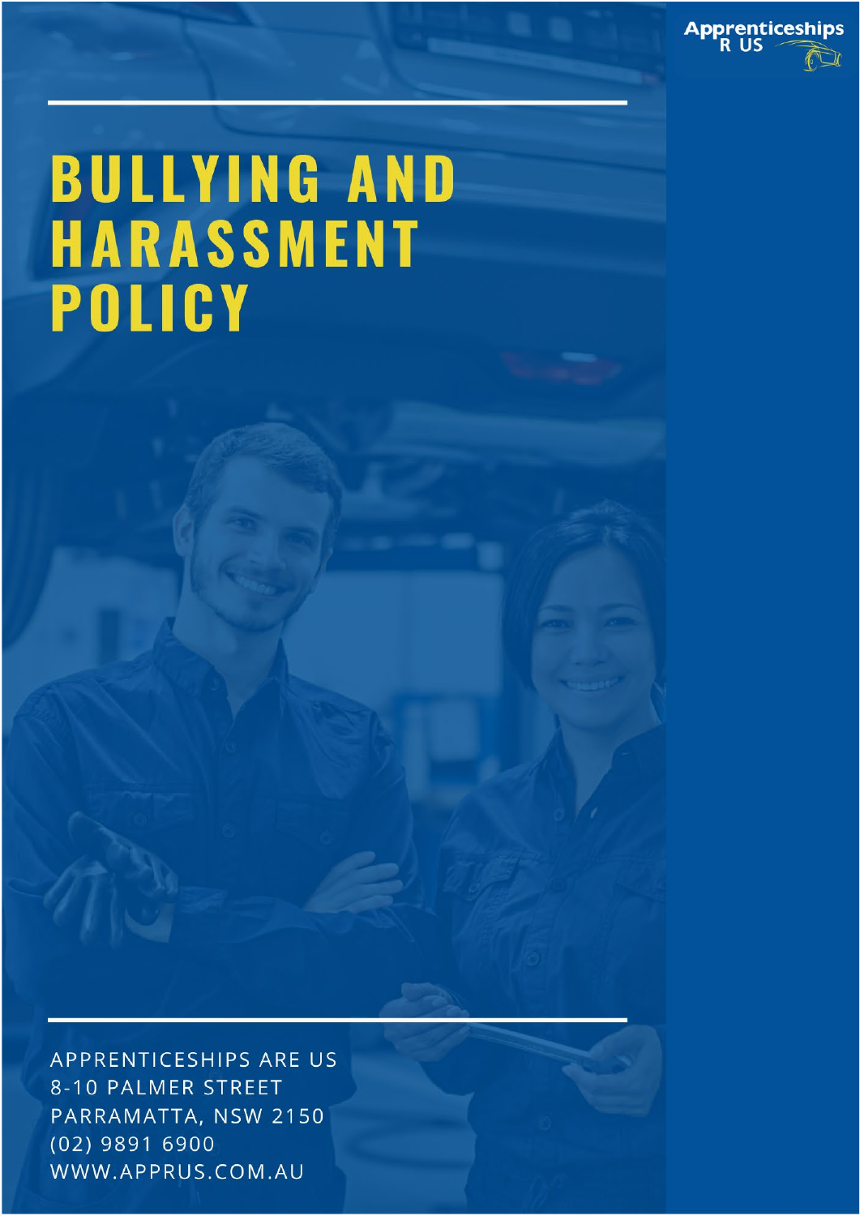Apprenticeships R US

# BULLYING AND HARASSMENT POLICY

APPRENTICESHIPS ARE US
8-10 PALMER STREET
PARRAMATTA, NSW 2150
(02) 9891 6900
WWW.APPRUS.COM.AU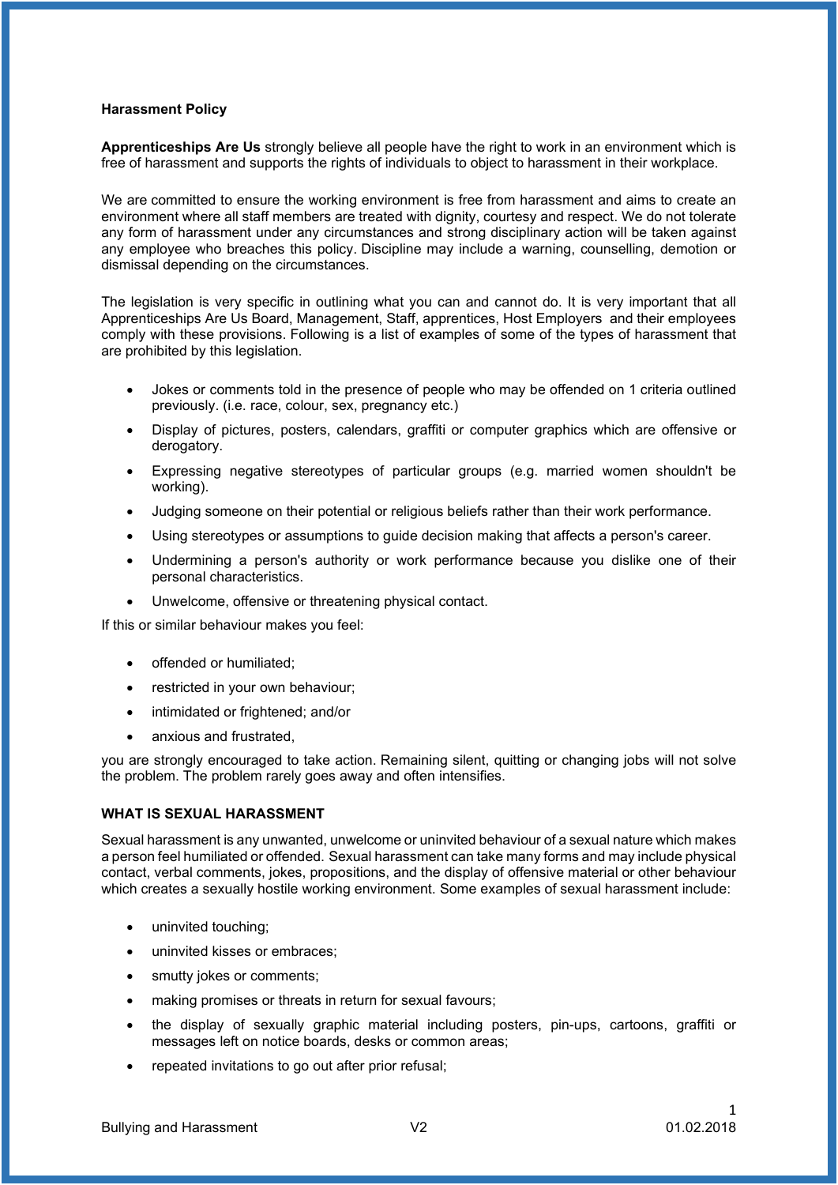**Harassment Policy**

**Apprenticeships Are Us** strongly believe all people have the right to work in an environment which is free of harassment and supports the rights of individuals to object to harassment in their workplace.

We are committed to ensure the working environment is free from harassment and aims to create an environment where all staff members are treated with dignity, courtesy and respect. We do not tolerate any form of harassment under any circumstances and strong disciplinary action will be taken against any employee who breaches this policy. Discipline may include a warning, counselling, demotion or dismissal depending on the circumstances.

The legislation is very specific in outlining what you can and cannot do. It is very important that all Apprenticeships Are Us Board, Management, Staff, apprentices, Host Employers and their employees comply with these provisions. Following is a list of examples of some of the types of harassment that are prohibited by this legislation.

- Jokes or comments told in the presence of people who may be offended on 1 criteria outlined previously. (i.e. race, colour, sex, pregnancy etc.)
- Display of pictures, posters, calendars, graffiti or computer graphics which are offensive or derogatory.
- Expressing negative stereotypes of particular groups (e.g. married women shouldn't be working).
- Judging someone on their potential or religious beliefs rather than their work performance.
- Using stereotypes or assumptions to guide decision making that affects a person's career.
- Undermining a person's authority or work performance because you dislike one of their personal characteristics.
- Unwelcome, offensive or threatening physical contact.

If this or similar behaviour makes you feel:

- offended or humiliated;
- restricted in your own behaviour;
- intimidated or frightened; and/or
- anxious and frustrated,

you are strongly encouraged to take action. Remaining silent, quitting or changing jobs will not solve the problem. The problem rarely goes away and often intensifies.

**WHAT IS SEXUAL HARASSMENT**

Sexual harassment is any unwanted, unwelcome or uninvited behaviour of a sexual nature which makes a person feel humiliated or offended. Sexual harassment can take many forms and may include physical contact, verbal comments, jokes, propositions, and the display of offensive material or other behaviour which creates a sexually hostile working environment. Some examples of sexual harassment include:

- uninvited touching;
- uninvited kisses or embraces;
- smutty jokes or comments;
- making promises or threats in return for sexual favours;
- the display of sexually graphic material including posters, pin-ups, cartoons, graffiti or messages left on notice boards, desks or common areas;
- repeated invitations to go out after prior refusal;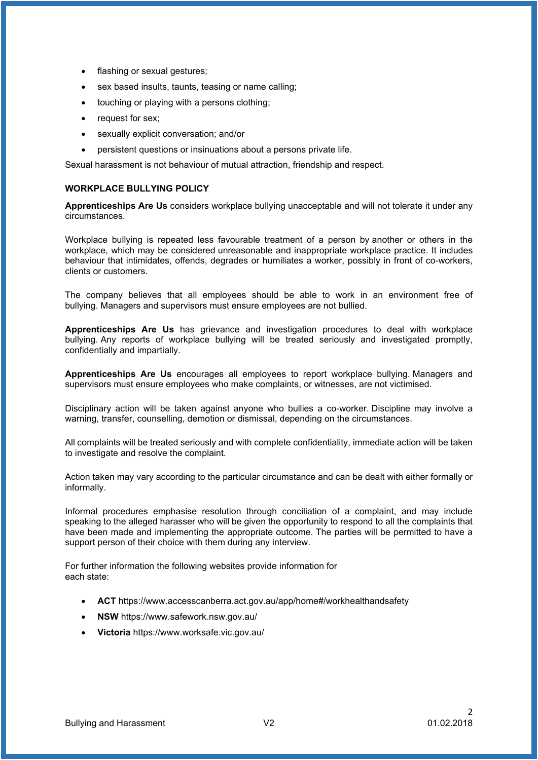- flashing or sexual gestures;
- sex based insults, taunts, teasing or name calling;
- touching or playing with a persons clothing;
- request for sex;
- sexually explicit conversation; and/or
- persistent questions or insinuations about a persons private life.

Sexual harassment is not behaviour of mutual attraction, friendship and respect.

**WORKPLACE BULLYING POLICY**

**Apprenticeships Are Us** considers workplace bullying unacceptable and will not tolerate it under any circumstances.

Workplace bullying is repeated less favourable treatment of a person by another or others in the workplace, which may be considered unreasonable and inappropriate workplace practice. It includes behaviour that intimidates, offends, degrades or humiliates a worker, possibly in front of co-workers, clients or customers.

The company believes that all employees should be able to work in an environment free of bullying. Managers and supervisors must ensure employees are not bullied.

**Apprenticeships Are Us** has grievance and investigation procedures to deal with workplace bullying. Any reports of workplace bullying will be treated seriously and investigated promptly, confidentially and impartially.

**Apprenticeships Are Us** encourages all employees to report workplace bullying. Managers and supervisors must ensure employees who make complaints, or witnesses, are not victimised.

Disciplinary action will be taken against anyone who bullies a co-worker. Discipline may involve a warning, transfer, counselling, demotion or dismissal, depending on the circumstances.

All complaints will be treated seriously and with complete confidentiality, immediate action will be taken to investigate and resolve the complaint.

Action taken may vary according to the particular circumstance and can be dealt with either formally or informally.

Informal procedures emphasise resolution through conciliation of a complaint, and may include speaking to the alleged harasser who will be given the opportunity to respond to all the complaints that have been made and implementing the appropriate outcome. The parties will be permitted to have a support person of their choice with them during any interview.

For further information the following websites provide information for each state:

- **ACT** https://www.accesscanberra.act.gov.au/app/home#/workhealthandsafety
- **NSW** https://www.safework.nsw.gov.au/
- **Victoria** https://www.worksafe.vic.gov.au/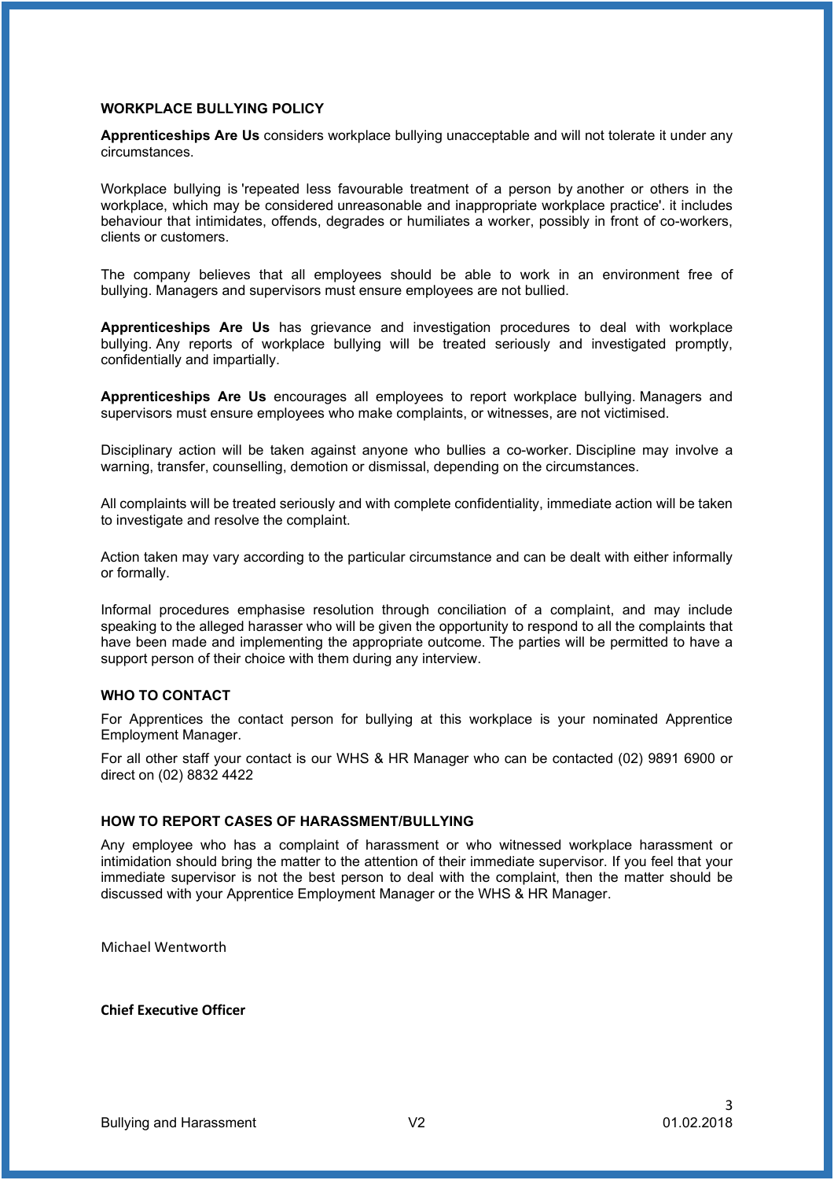## WORKPLACE BULLYING POLICY

**Apprenticeships Are Us** considers workplace bullying unacceptable and will not tolerate it under any circumstances.

Workplace bullying is 'repeated less favourable treatment of a person by another or others in the workplace, which may be considered unreasonable and inappropriate workplace practice'. it includes behaviour that intimidates, offends, degrades or humiliates a worker, possibly in front of co-workers, clients or customers.

The company believes that all employees should be able to work in an environment free of bullying. Managers and supervisors must ensure employees are not bullied.

**Apprenticeships Are Us** has grievance and investigation procedures to deal with workplace bullying. Any reports of workplace bullying will be treated seriously and investigated promptly, confidentially and impartially.

**Apprenticeships Are Us** encourages all employees to report workplace bullying. Managers and supervisors must ensure employees who make complaints, or witnesses, are not victimised.

Disciplinary action will be taken against anyone who bullies a co-worker. Discipline may involve a warning, transfer, counselling, demotion or dismissal, depending on the circumstances.

All complaints will be treated seriously and with complete confidentiality, immediate action will be taken to investigate and resolve the complaint.

Action taken may vary according to the particular circumstance and can be dealt with either informally or formally.

Informal procedures emphasise resolution through conciliation of a complaint, and may include speaking to the alleged harasser who will be given the opportunity to respond to all the complaints that have been made and implementing the appropriate outcome. The parties will be permitted to have a support person of their choice with them during any interview.

## WHO TO CONTACT

For Apprentices the contact person for bullying at this workplace is your nominated Apprentice Employment Manager.

For all other staff your contact is our WHS & HR Manager who can be contacted (02) 9891 6900 or direct on (02) 8832 4422

## HOW TO REPORT CASES OF HARASSMENT/BULLYING

Any employee who has a complaint of harassment or who witnessed workplace harassment or intimidation should bring the matter to the attention of their immediate supervisor. If you feel that your immediate supervisor is not the best person to deal with the complaint, then the matter should be discussed with your Apprentice Employment Manager or the WHS & HR Manager.

Michael Wentworth

**Chief Executive Officer**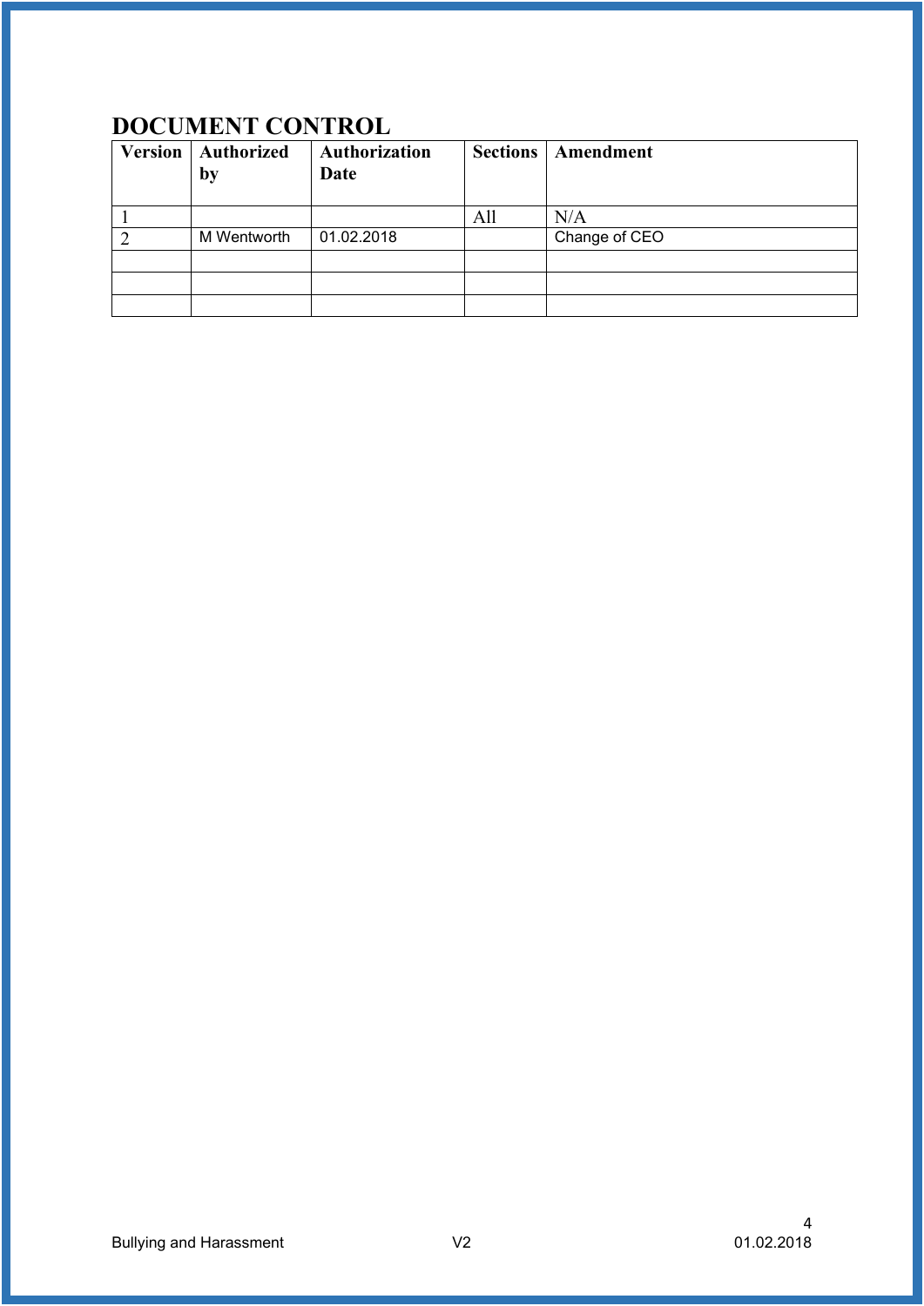# DOCUMENT CONTROL

| Version | Authorized by | Authorization Date | Sections | Amendment |
|---|---|---|---|---|
| 1 | | | All | N/A |
| 2 | M Wentworth | 01.02.2018 | | Change of CEO |
| | | | | |
| | | | | |
| | | | | |